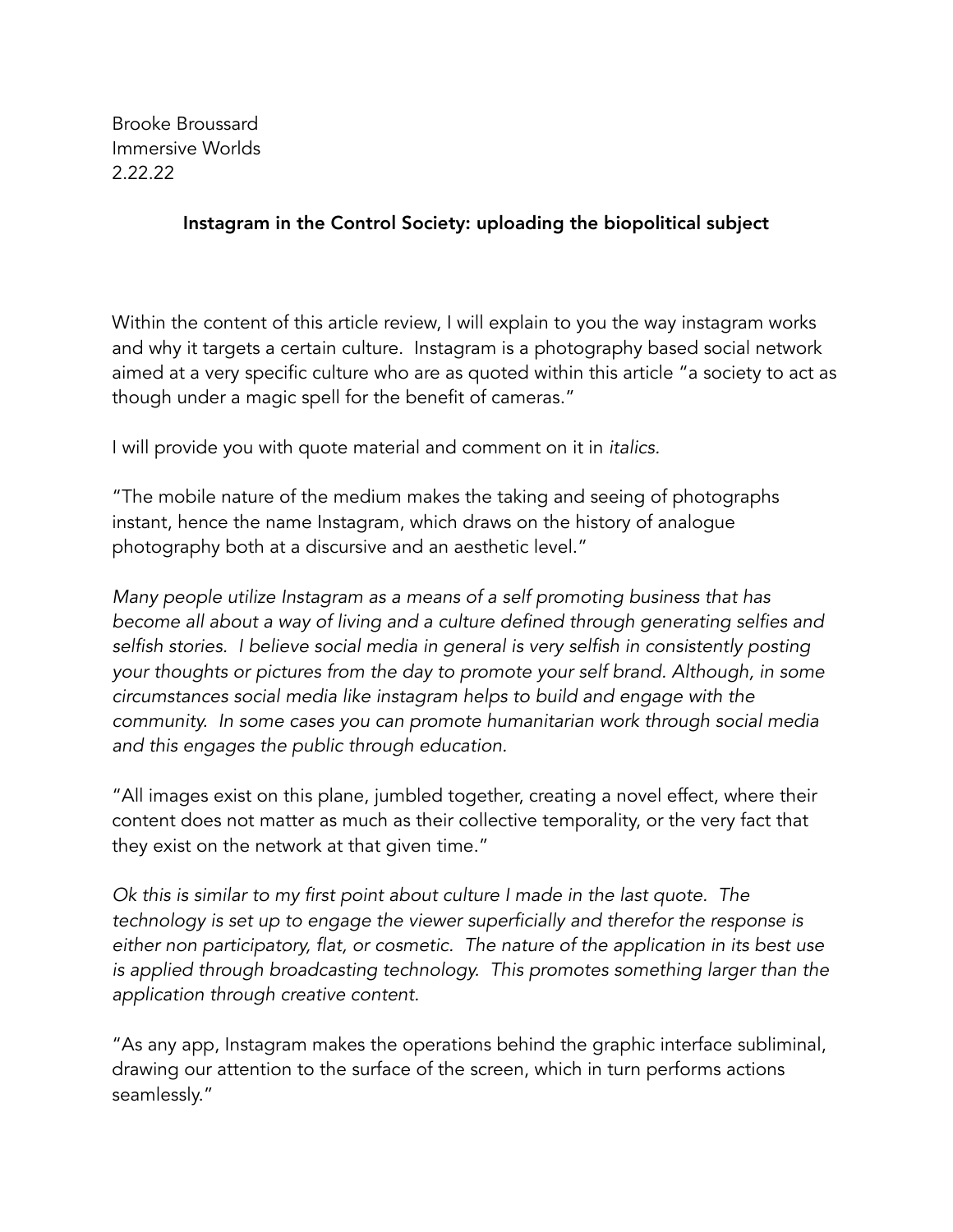Brooke Broussard
Immersive Worlds
2.22.22

**Instagram in the Control Society: uploading the biopolitical subject**

Within the content of this article review, I will explain to you the way instagram works and why it targets a certain culture. Instagram is a photography based social network aimed at a very specific culture who are as quoted within this article "a society to act as though under a magic spell for the benefit of cameras."

I will provide you with quote material and comment on it in *italics.*

"The mobile nature of the medium makes the taking and seeing of photographs instant, hence the name Instagram, which draws on the history of analogue photography both at a discursive and an aesthetic level."

*Many people utilize Instagram as a means of a self promoting business that has become all about a way of living and a culture defined through generating selfies and selfish stories. I believe social media in general is very selfish in consistently posting your thoughts or pictures from the day to promote your self brand. Although, in some circumstances social media like instagram helps to build and engage with the community. In some cases you can promote humanitarian work through social media and this engages the public through education.*

"All images exist on this plane, jumbled together, creating a novel effect, where their content does not matter as much as their collective temporality, or the very fact that they exist on the network at that given time."

*Ok this is similar to my first point about culture I made in the last quote. The technology is set up to engage the viewer superficially and therefor the response is either non participatory, flat, or cosmetic. The nature of the application in its best use is applied through broadcasting technology. This promotes something larger than the application through creative content.*

"As any app, Instagram makes the operations behind the graphic interface subliminal, drawing our attention to the surface of the screen, which in turn performs actions seamlessly."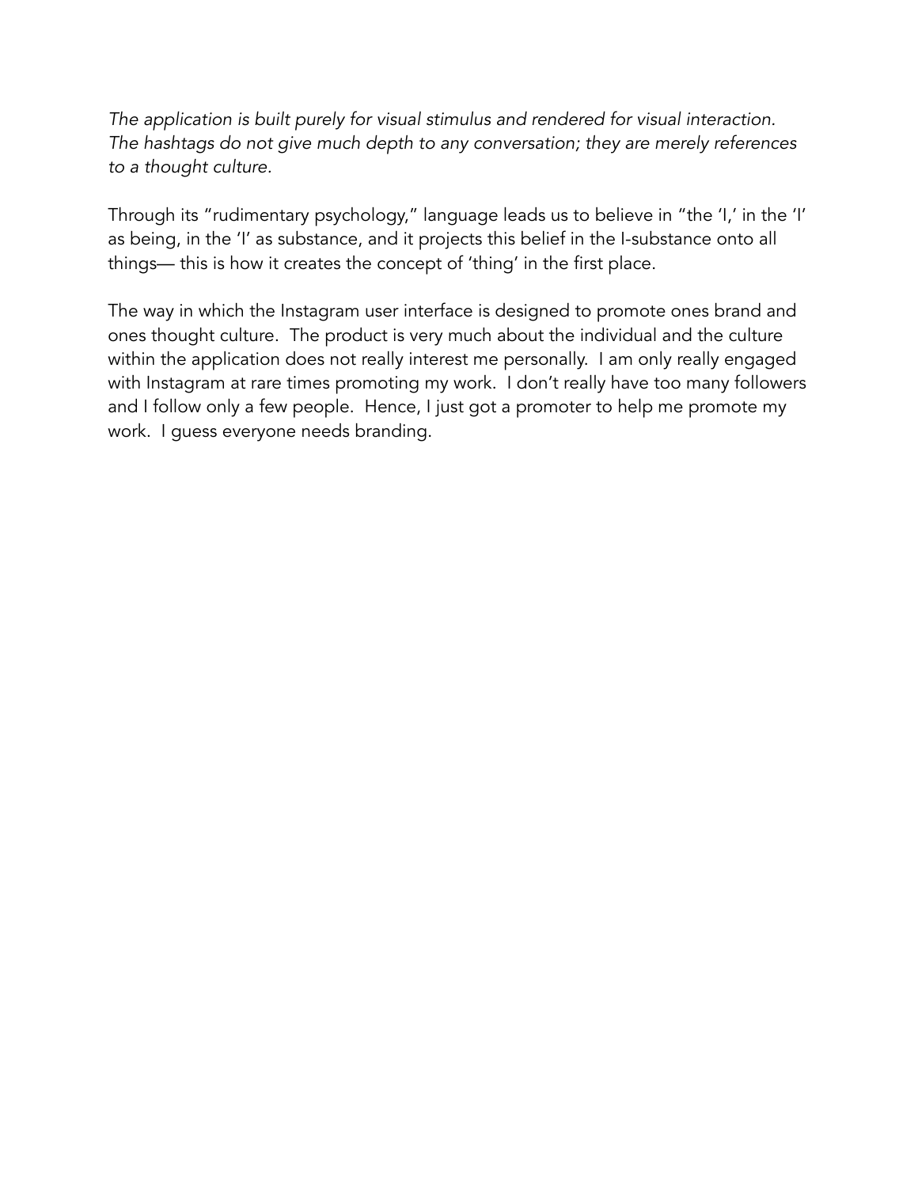*The application is built purely for visual stimulus and rendered for visual interaction. The hashtags do not give much depth to any conversation; they are merely references to a thought culture.*

Through its "rudimentary psychology," language leads us to believe in "the 'I,' in the 'I' as being, in the 'I' as substance, and it projects this belief in the I-substance onto all things— this is how it creates the concept of 'thing' in the first place.

The way in which the Instagram user interface is designed to promote ones brand and ones thought culture. The product is very much about the individual and the culture within the application does not really interest me personally. I am only really engaged with Instagram at rare times promoting my work. I don't really have too many followers and I follow only a few people. Hence, I just got a promoter to help me promote my work. I guess everyone needs branding.